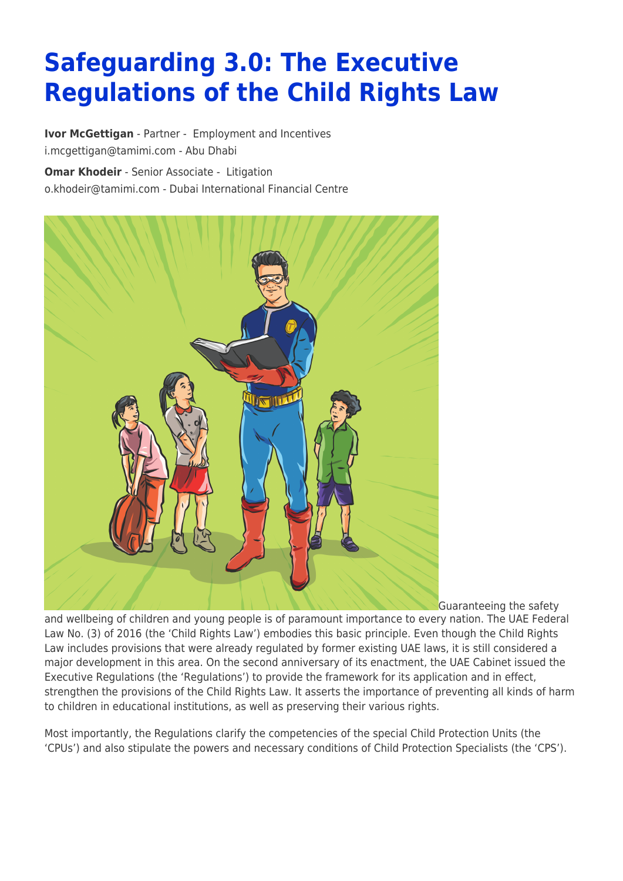# Safeguarding 3.0: The Executive Regulations of the Child Rights Law

**Ivor McGettigan** - Partner - Employment and Incentives
i.mcgettigan@tamimi.com - Abu Dhabi

**Omar Khodeir** - Senior Associate - Litigation
o.khodeir@tamimi.com - Dubai International Financial Centre

Guaranteeing the safety and wellbeing of children and young people is of paramount importance to every nation. The UAE Federal Law No. (3) of 2016 (the 'Child Rights Law') embodies this basic principle. Even though the Child Rights Law includes provisions that were already regulated by former existing UAE laws, it is still considered a major development in this area. On the second anniversary of its enactment, the UAE Cabinet issued the Executive Regulations (the 'Regulations') to provide the framework for its application and in effect, strengthen the provisions of the Child Rights Law. It asserts the importance of preventing all kinds of harm to children in educational institutions, as well as preserving their various rights.

Most importantly, the Regulations clarify the competencies of the special Child Protection Units (the 'CPUs') and also stipulate the powers and necessary conditions of Child Protection Specialists (the 'CPS').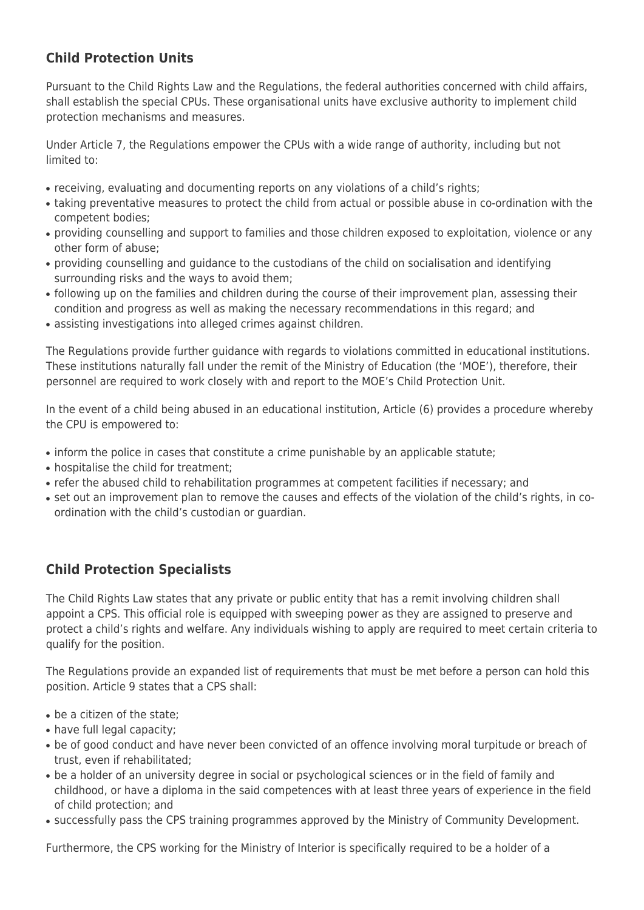## Child Protection Units

Pursuant to the Child Rights Law and the Regulations, the federal authorities concerned with child affairs, shall establish the special CPUs. These organisational units have exclusive authority to implement child protection mechanisms and measures.

Under Article 7, the Regulations empower the CPUs with a wide range of authority, including but not limited to:

- receiving, evaluating and documenting reports on any violations of a child's rights;
- taking preventative measures to protect the child from actual or possible abuse in co-ordination with the competent bodies;
- providing counselling and support to families and those children exposed to exploitation, violence or any other form of abuse;
- providing counselling and guidance to the custodians of the child on socialisation and identifying surrounding risks and the ways to avoid them;
- following up on the families and children during the course of their improvement plan, assessing their condition and progress as well as making the necessary recommendations in this regard; and
- assisting investigations into alleged crimes against children.

The Regulations provide further guidance with regards to violations committed in educational institutions. These institutions naturally fall under the remit of the Ministry of Education (the 'MOE'), therefore, their personnel are required to work closely with and report to the MOE's Child Protection Unit.

In the event of a child being abused in an educational institution, Article (6) provides a procedure whereby the CPU is empowered to:

- inform the police in cases that constitute a crime punishable by an applicable statute;
- hospitalise the child for treatment;
- refer the abused child to rehabilitation programmes at competent facilities if necessary; and
- set out an improvement plan to remove the causes and effects of the violation of the child's rights, in co-ordination with the child's custodian or guardian.

## Child Protection Specialists

The Child Rights Law states that any private or public entity that has a remit involving children shall appoint a CPS. This official role is equipped with sweeping power as they are assigned to preserve and protect a child's rights and welfare. Any individuals wishing to apply are required to meet certain criteria to qualify for the position.

The Regulations provide an expanded list of requirements that must be met before a person can hold this position. Article 9 states that a CPS shall:

- be a citizen of the state;
- have full legal capacity;
- be of good conduct and have never been convicted of an offence involving moral turpitude or breach of trust, even if rehabilitated;
- be a holder of an university degree in social or psychological sciences or in the field of family and childhood, or have a diploma in the said competences with at least three years of experience in the field of child protection; and
- successfully pass the CPS training programmes approved by the Ministry of Community Development.

Furthermore, the CPS working for the Ministry of Interior is specifically required to be a holder of a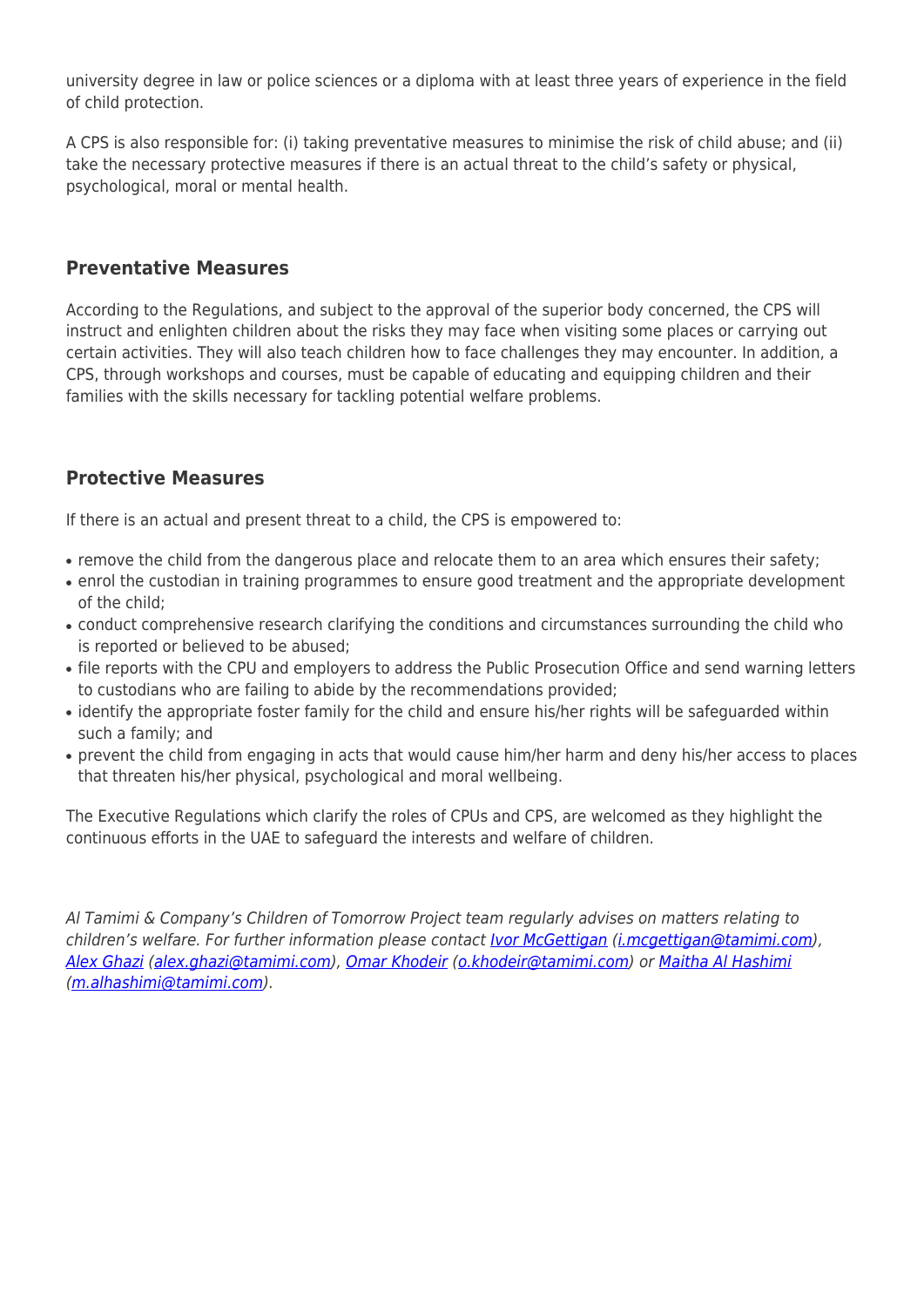university degree in law or police sciences or a diploma with at least three years of experience in the field of child protection.

A CPS is also responsible for: (i) taking preventative measures to minimise the risk of child abuse; and (ii) take the necessary protective measures if there is an actual threat to the child's safety or physical, psychological, moral or mental health.

## Preventative Measures

According to the Regulations, and subject to the approval of the superior body concerned, the CPS will instruct and enlighten children about the risks they may face when visiting some places or carrying out certain activities. They will also teach children how to face challenges they may encounter. In addition, a CPS, through workshops and courses, must be capable of educating and equipping children and their families with the skills necessary for tackling potential welfare problems.

## Protective Measures

If there is an actual and present threat to a child, the CPS is empowered to:

- remove the child from the dangerous place and relocate them to an area which ensures their safety;
- enrol the custodian in training programmes to ensure good treatment and the appropriate development of the child;
- conduct comprehensive research clarifying the conditions and circumstances surrounding the child who is reported or believed to be abused;
- file reports with the CPU and employers to address the Public Prosecution Office and send warning letters to custodians who are failing to abide by the recommendations provided;
- identify the appropriate foster family for the child and ensure his/her rights will be safeguarded within such a family; and
- prevent the child from engaging in acts that would cause him/her harm and deny his/her access to places that threaten his/her physical, psychological and moral wellbeing.

The Executive Regulations which clarify the roles of CPUs and CPS, are welcomed as they highlight the continuous efforts in the UAE to safeguard the interests and welfare of children.

*Al Tamimi & Company's Children of Tomorrow Project team regularly advises on matters relating to children's welfare. For further information please contact Ivor McGettigan (i.mcgettigan@tamimi.com), Alex Ghazi (alex.ghazi@tamimi.com), Omar Khodeir (o.khodeir@tamimi.com) or Maitha Al Hashimi (m.alhashimi@tamimi.com).*